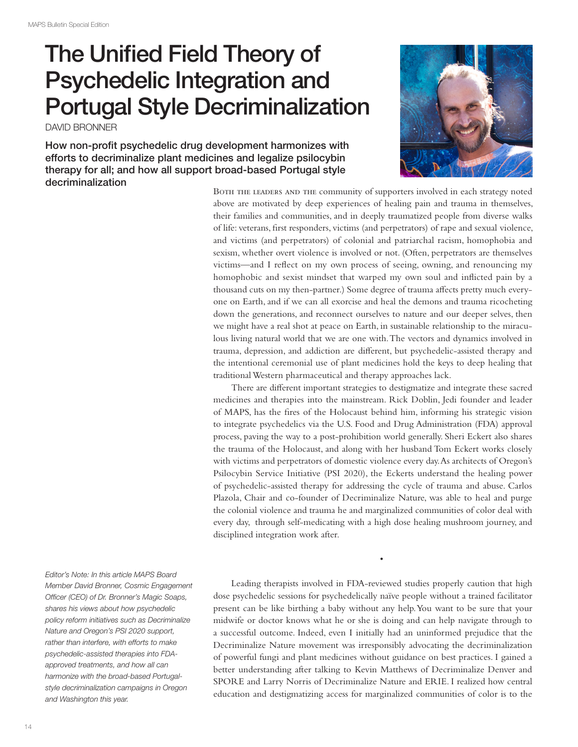# The Unified Field Theory of Psychedelic Integration and Portugal Style Decriminalization

DAVID BRONNER

**How non-profit psychedelic drug development harmonizes with efforts to decriminalize plant medicines and legalize psilocybin therapy for all; and how all support broad-based Portugal style decriminalization**

*Editor's Note: In this article MAPS Board Member David Bronner, Cosmic Engagement Officer (CEO) of Dr. Bronner's Magic Soaps, shares his views about how psychedelic policy reform initiatives such as Decriminalize Nature and Oregon's PSI 2020 support, rather than interfere, with efforts to make psychedelic-assisted therapies into FDA-approved treatments, and how all can harmonize with the broad-based Portugal-style decriminalization campaigns in Oregon and Washington this year.*

Both the leaders and the community of supporters involved in each strategy noted above are motivated by deep experiences of healing pain and trauma in themselves, their families and communities, and in deeply traumatized people from diverse walks of life: veterans, first responders, victims (and perpetrators) of rape and sexual violence, and victims (and perpetrators) of colonial and patriarchal racism, homophobia and sexism, whether overt violence is involved or not. (Often, perpetrators are themselves victims—and I reflect on my own process of seeing, owning, and renouncing my homophobic and sexist mindset that warped my own soul and inflicted pain by a thousand cuts on my then-partner.) Some degree of trauma affects pretty much everyone on Earth, and if we can all exorcise and heal the demons and trauma ricocheting down the generations, and reconnect ourselves to nature and our deeper selves, then we might have a real shot at peace on Earth, in sustainable relationship to the miraculous living natural world that we are one with. The vectors and dynamics involved in trauma, depression, and addiction are different, but psychedelic-assisted therapy and the intentional ceremonial use of plant medicines hold the keys to deep healing that traditional Western pharmaceutical and therapy approaches lack.

There are different important strategies to destigmatize and integrate these sacred medicines and therapies into the mainstream. Rick Doblin, Jedi founder and leader of MAPS, has the fires of the Holocaust behind him, informing his strategic vision to integrate psychedelics via the U.S. Food and Drug Administration (FDA) approval process, paving the way to a post-prohibition world generally. Sheri Eckert also shares the trauma of the Holocaust, and along with her husband Tom Eckert works closely with victims and perpetrators of domestic violence every day. As architects of Oregon's Psilocybin Service Initiative (PSI 2020), the Eckerts understand the healing power of psychedelic-assisted therapy for addressing the cycle of trauma and abuse. Carlos Plazola, Chair and co-founder of Decriminalize Nature, was able to heal and purge the colonial violence and trauma he and marginalized communities of color deal with every day, through self-medicating with a high dose healing mushroom journey, and disciplined integration work after.

•

Leading therapists involved in FDA-reviewed studies properly caution that high dose psychedelic sessions for psychedelically naïve people without a trained facilitator present can be like birthing a baby without any help. You want to be sure that your midwife or doctor knows what he or she is doing and can help navigate through to a successful outcome. Indeed, even I initially had an uninformed prejudice that the Decriminalize Nature movement was irresponsibly advocating the decriminalization of powerful fungi and plant medicines without guidance on best practices. I gained a better understanding after talking to Kevin Matthews of Decriminalize Denver and SPORE and Larry Norris of Decriminalize Nature and ERIE. I realized how central education and destigmatizing access for marginalized communities of color is to the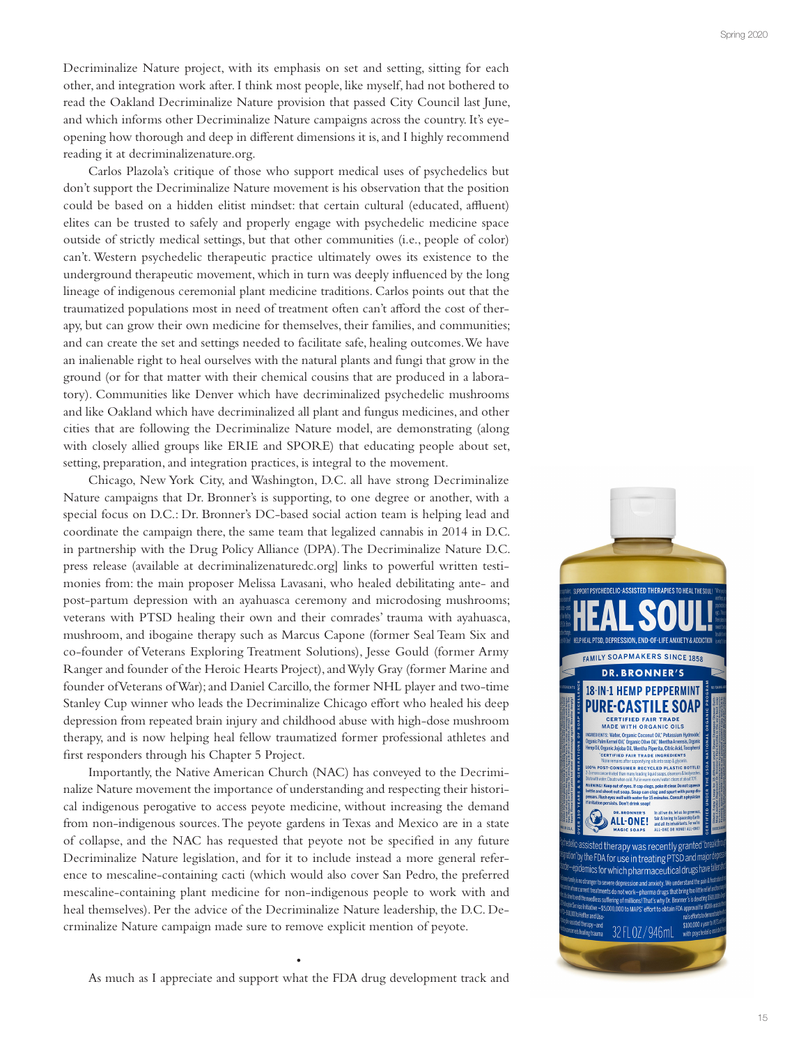Decriminalize Nature project, with its emphasis on set and setting, sitting for each other, and integration work after. I think most people, like myself, had not bothered to read the Oakland Decriminalize Nature provision that passed City Council last June, and which informs other Decriminalize Nature campaigns across the country. It's eye-opening how thorough and deep in different dimensions it is, and I highly recommend reading it at decriminalizenature.org.

Carlos Plazola's critique of those who support medical uses of psychedelics but don't support the Decriminalize Nature movement is his observation that the position could be based on a hidden elitist mindset: that certain cultural (educated, affluent) elites can be trusted to safely and properly engage with psychedelic medicine space outside of strictly medical settings, but that other communities (i.e., people of color) can't. Western psychedelic therapeutic practice ultimately owes its existence to the underground therapeutic movement, which in turn was deeply influenced by the long lineage of indigenous ceremonial plant medicine traditions. Carlos points out that the traumatized populations most in need of treatment often can't afford the cost of therapy, but can grow their own medicine for themselves, their families, and communities; and can create the set and settings needed to facilitate safe, healing outcomes. We have an inalienable right to heal ourselves with the natural plants and fungi that grow in the ground (or for that matter with their chemical cousins that are produced in a laboratory). Communities like Denver which have decriminalized psychedelic mushrooms and like Oakland which have decriminalized all plant and fungus medicines, and other cities that are following the Decriminalize Nature model, are demonstrating (along with closely allied groups like ERIE and SPORE) that educating people about set, setting, preparation, and integration practices, is integral to the movement.

Chicago, New York City, and Washington, D.C. all have strong Decriminalize Nature campaigns that Dr. Bronner's is supporting, to one degree or another, with a special focus on D.C.: Dr. Bronner's DC-based social action team is helping lead and coordinate the campaign there, the same team that legalized cannabis in 2014 in D.C. in partnership with the Drug Policy Alliance (DPA). The Decriminalize Nature D.C. press release (available at decriminalizenaturedc.org] links to powerful written testimonies from: the main proposer Melissa Lavasani, who healed debilitating ante- and post-partum depression with an ayahuasca ceremony and microdosing mushrooms; veterans with PTSD healing their own and their comrades' trauma with ayahuasca, mushroom, and ibogaine therapy such as Marcus Capone (former Seal Team Six and co-founder of Veterans Exploring Treatment Solutions), Jesse Gould (former Army Ranger and founder of the Heroic Hearts Project), and Wyly Gray (former Marine and founder of Veterans of War); and Daniel Carcillo, the former NHL player and two-time Stanley Cup winner who leads the Decriminalize Chicago effort who healed his deep depression from repeated brain injury and childhood abuse with high-dose mushroom therapy, and is now helping heal fellow traumatized former professional athletes and first responders through his Chapter 5 Project.

Importantly, the Native American Church (NAC) has conveyed to the Decriminalize Nature movement the importance of understanding and respecting their historical indigenous perogative to access peyote medicine, without increasing the demand from non-indigenous sources. The peyote gardens in Texas and Mexico are in a state of collapse, and the NAC has requested that peyote not be specified in any future Decriminalize Nature legislation, and for it to include instead a more general reference to mescaline-containing cacti (which would also cover San Pedro, the preferred mescaline-containing plant medicine for non-indigenous people to work with and heal themselves). Per the advice of the Decriminalize Nature leadership, the D.C. Decrminalize Nature campaign made sure to remove explicit mention of peyote.

•

As much as I appreciate and support what the FDA drug development track and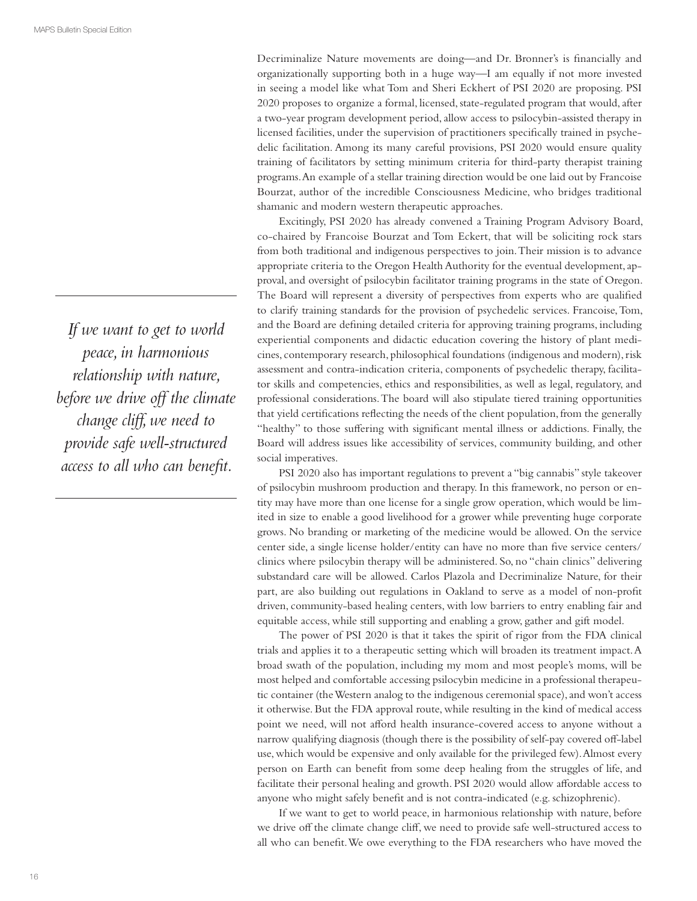Decriminalize Nature movements are doing—and Dr. Bronner's is financially and organizationally supporting both in a huge way—I am equally if not more invested in seeing a model like what Tom and Sheri Eckhert of PSI 2020 are proposing. PSI 2020 proposes to organize a formal, licensed, state-regulated program that would, after a two-year program development period, allow access to psilocybin-assisted therapy in licensed facilities, under the supervision of practitioners specifically trained in psychedelic facilitation. Among its many careful provisions, PSI 2020 would ensure quality training of facilitators by setting minimum criteria for third-party therapist training programs. An example of a stellar training direction would be one laid out by Francoise Bourzat, author of the incredible Consciousness Medicine, who bridges traditional shamanic and modern western therapeutic approaches.

Excitingly, PSI 2020 has already convened a Training Program Advisory Board, co-chaired by Francoise Bourzat and Tom Eckert, that will be soliciting rock stars from both traditional and indigenous perspectives to join. Their mission is to advance appropriate criteria to the Oregon Health Authority for the eventual development, approval, and oversight of psilocybin facilitator training programs in the state of Oregon. The Board will represent a diversity of perspectives from experts who are qualified to clarify training standards for the provision of psychedelic services. Francoise, Tom, and the Board are defining detailed criteria for approving training programs, including experiential components and didactic education covering the history of plant medicines, contemporary research, philosophical foundations (indigenous and modern), risk assessment and contra-indication criteria, components of psychedelic therapy, facilitator skills and competencies, ethics and responsibilities, as well as legal, regulatory, and professional considerations. The board will also stipulate tiered training opportunities that yield certifications reflecting the needs of the client population, from the generally "healthy" to those suffering with significant mental illness or addictions. Finally, the Board will address issues like accessibility of services, community building, and other social imperatives.

> *If we want to get to world peace, in harmonious relationship with nature, before we drive off the climate change cliff, we need to provide safe well-structured access to all who can benefit.*

PSI 2020 also has important regulations to prevent a "big cannabis" style takeover of psilocybin mushroom production and therapy. In this framework, no person or entity may have more than one license for a single grow operation, which would be limited in size to enable a good livelihood for a grower while preventing huge corporate grows. No branding or marketing of the medicine would be allowed. On the service center side, a single license holder/entity can have no more than five service centers/clinics where psilocybin therapy will be administered. So, no "chain clinics" delivering substandard care will be allowed. Carlos Plazola and Decriminalize Nature, for their part, are also building out regulations in Oakland to serve as a model of non-profit driven, community-based healing centers, with low barriers to entry enabling fair and equitable access, while still supporting and enabling a grow, gather and gift model.

The power of PSI 2020 is that it takes the spirit of rigor from the FDA clinical trials and applies it to a therapeutic setting which will broaden its treatment impact. A broad swath of the population, including my mom and most people's moms, will be most helped and comfortable accessing psilocybin medicine in a professional therapeutic container (the Western analog to the indigenous ceremonial space), and won't access it otherwise. But the FDA approval route, while resulting in the kind of medical access point we need, will not afford health insurance-covered access to anyone without a narrow qualifying diagnosis (though there is the possibility of self-pay covered off-label use, which would be expensive and only available for the privileged few). Almost every person on Earth can benefit from some deep healing from the struggles of life, and facilitate their personal healing and growth. PSI 2020 would allow affordable access to anyone who might safely benefit and is not contra-indicated (e.g. schizophrenic).

If we want to get to world peace, in harmonious relationship with nature, before we drive off the climate change cliff, we need to provide safe well-structured access to all who can benefit. We owe everything to the FDA researchers who have moved the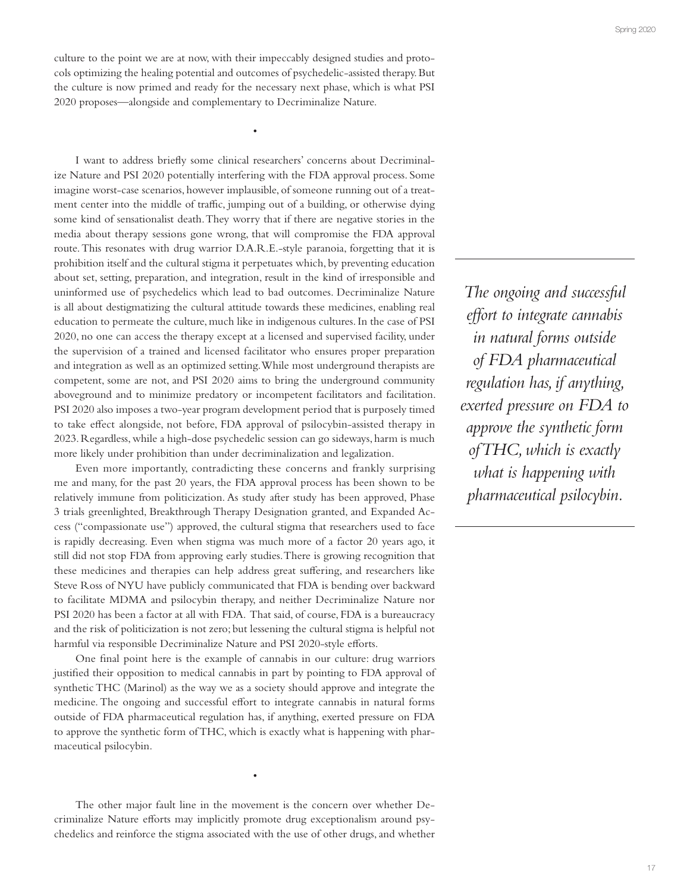culture to the point we are at now, with their impeccably designed studies and protocols optimizing the healing potential and outcomes of psychedelic-assisted therapy. But the culture is now primed and ready for the necessary next phase, which is what PSI 2020 proposes—alongside and complementary to Decriminalize Nature.

•

I want to address briefly some clinical researchers' concerns about Decriminalize Nature and PSI 2020 potentially interfering with the FDA approval process. Some imagine worst-case scenarios, however implausible, of someone running out of a treatment center into the middle of traffic, jumping out of a building, or otherwise dying some kind of sensationalist death. They worry that if there are negative stories in the media about therapy sessions gone wrong, that will compromise the FDA approval route. This resonates with drug warrior D.A.R.E.-style paranoia, forgetting that it is prohibition itself and the cultural stigma it perpetuates which, by preventing education about set, setting, preparation, and integration, result in the kind of irresponsible and uninformed use of psychedelics which lead to bad outcomes. Decriminalize Nature is all about destigmatizing the cultural attitude towards these medicines, enabling real education to permeate the culture, much like in indigenous cultures. In the case of PSI 2020, no one can access the therapy except at a licensed and supervised facility, under the supervision of a trained and licensed facilitator who ensures proper preparation and integration as well as an optimized setting. While most underground therapists are competent, some are not, and PSI 2020 aims to bring the underground community aboveground and to minimize predatory or incompetent facilitators and facilitation. PSI 2020 also imposes a two-year program development period that is purposely timed to take effect alongside, not before, FDA approval of psilocybin-assisted therapy in 2023. Regardless, while a high-dose psychedelic session can go sideways, harm is much more likely under prohibition than under decriminalization and legalization.

Even more importantly, contradicting these concerns and frankly surprising me and many, for the past 20 years, the FDA approval process has been shown to be relatively immune from politicization. As study after study has been approved, Phase 3 trials greenlighted, Breakthrough Therapy Designation granted, and Expanded Access ("compassionate use") approved, the cultural stigma that researchers used to face is rapidly decreasing. Even when stigma was much more of a factor 20 years ago, it still did not stop FDA from approving early studies. There is growing recognition that these medicines and therapies can help address great suffering, and researchers like Steve Ross of NYU have publicly communicated that FDA is bending over backward to facilitate MDMA and psilocybin therapy, and neither Decriminalize Nature nor PSI 2020 has been a factor at all with FDA. That said, of course, FDA is a bureaucracy and the risk of politicization is not zero; but lessening the cultural stigma is helpful not harmful via responsible Decriminalize Nature and PSI 2020-style efforts.

One final point here is the example of cannabis in our culture: drug warriors justified their opposition to medical cannabis in part by pointing to FDA approval of synthetic THC (Marinol) as the way we as a society should approve and integrate the medicine. The ongoing and successful effort to integrate cannabis in natural forms outside of FDA pharmaceutical regulation has, if anything, exerted pressure on FDA to approve the synthetic form of THC, which is exactly what is happening with pharmaceutical psilocybin.

> *The ongoing and successful effort to integrate cannabis in natural forms outside of FDA pharmaceutical regulation has, if anything, exerted pressure on FDA to approve the synthetic form of THC, which is exactly what is happening with pharmaceutical psilocybin.*

•

The other major fault line in the movement is the concern over whether Decriminalize Nature efforts may implicitly promote drug exceptionalism around psychedelics and reinforce the stigma associated with the use of other drugs, and whether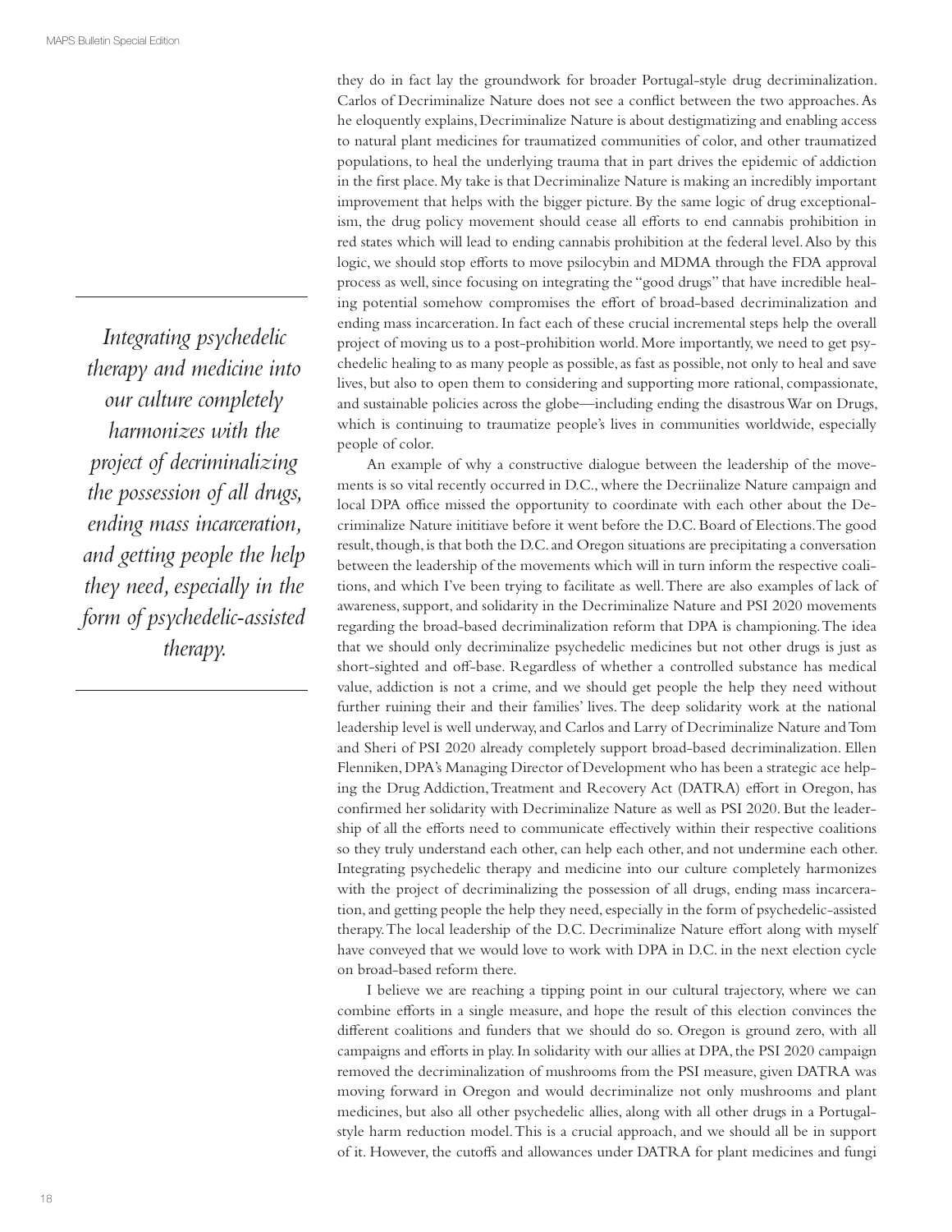they do in fact lay the groundwork for broader Portugal-style drug decriminalization. Carlos of Decriminalize Nature does not see a conflict between the two approaches. As he eloquently explains, Decriminalize Nature is about destigmatizing and enabling access to natural plant medicines for traumatized communities of color, and other traumatized populations, to heal the underlying trauma that in part drives the epidemic of addiction in the first place. My take is that Decriminalize Nature is making an incredibly important improvement that helps with the bigger picture. By the same logic of drug exceptionalism, the drug policy movement should cease all efforts to end cannabis prohibition in red states which will lead to ending cannabis prohibition at the federal level. Also by this logic, we should stop efforts to move psilocybin and MDMA through the FDA approval process as well, since focusing on integrating the "good drugs" that have incredible healing potential somehow compromises the effort of broad-based decriminalization and ending mass incarceration. In fact each of these crucial incremental steps help the overall project of moving us to a post-prohibition world. More importantly, we need to get psychedelic healing to as many people as possible, as fast as possible, not only to heal and save lives, but also to open them to considering and supporting more rational, compassionate, and sustainable policies across the globe—including ending the disastrous War on Drugs, which is continuing to traumatize people's lives in communities worldwide, especially people of color.

*Integrating psychedelic therapy and medicine into our culture completely harmonizes with the project of decriminalizing the possession of all drugs, ending mass incarceration, and getting people the help they need, especially in the form of psychedelic-assisted therapy.*

An example of why a constructive dialogue between the leadership of the movements is so vital recently occurred in D.C., where the Decriinalize Nature campaign and local DPA office missed the opportunity to coordinate with each other about the Decriminalize Nature inititiave before it went before the D.C. Board of Elections. The good result, though, is that both the D.C. and Oregon situations are precipitating a conversation between the leadership of the movements which will in turn inform the respective coalitions, and which I've been trying to facilitate as well. There are also examples of lack of awareness, support, and solidarity in the Decriminalize Nature and PSI 2020 movements regarding the broad-based decriminalization reform that DPA is championing. The idea that we should only decriminalize psychedelic medicines but not other drugs is just as short-sighted and off-base. Regardless of whether a controlled substance has medical value, addiction is not a crime, and we should get people the help they need without further ruining their and their families' lives. The deep solidarity work at the national leadership level is well underway, and Carlos and Larry of Decriminalize Nature and Tom and Sheri of PSI 2020 already completely support broad-based decriminalization. Ellen Flenniken, DPA's Managing Director of Development who has been a strategic ace helping the Drug Addiction, Treatment and Recovery Act (DATRA) effort in Oregon, has confirmed her solidarity with Decriminalize Nature as well as PSI 2020. But the leadership of all the efforts need to communicate effectively within their respective coalitions so they truly understand each other, can help each other, and not undermine each other. Integrating psychedelic therapy and medicine into our culture completely harmonizes with the project of decriminalizing the possession of all drugs, ending mass incarceration, and getting people the help they need, especially in the form of psychedelic-assisted therapy. The local leadership of the D.C. Decriminalize Nature effort along with myself have conveyed that we would love to work with DPA in D.C. in the next election cycle on broad-based reform there.

I believe we are reaching a tipping point in our cultural trajectory, where we can combine efforts in a single measure, and hope the result of this election convinces the different coalitions and funders that we should do so. Oregon is ground zero, with all campaigns and efforts in play. In solidarity with our allies at DPA, the PSI 2020 campaign removed the decriminalization of mushrooms from the PSI measure, given DATRA was moving forward in Oregon and would decriminalize not only mushrooms and plant medicines, but also all other psychedelic allies, along with all other drugs in a Portugal-style harm reduction model. This is a crucial approach, and we should all be in support of it. However, the cutoffs and allowances under DATRA for plant medicines and fungi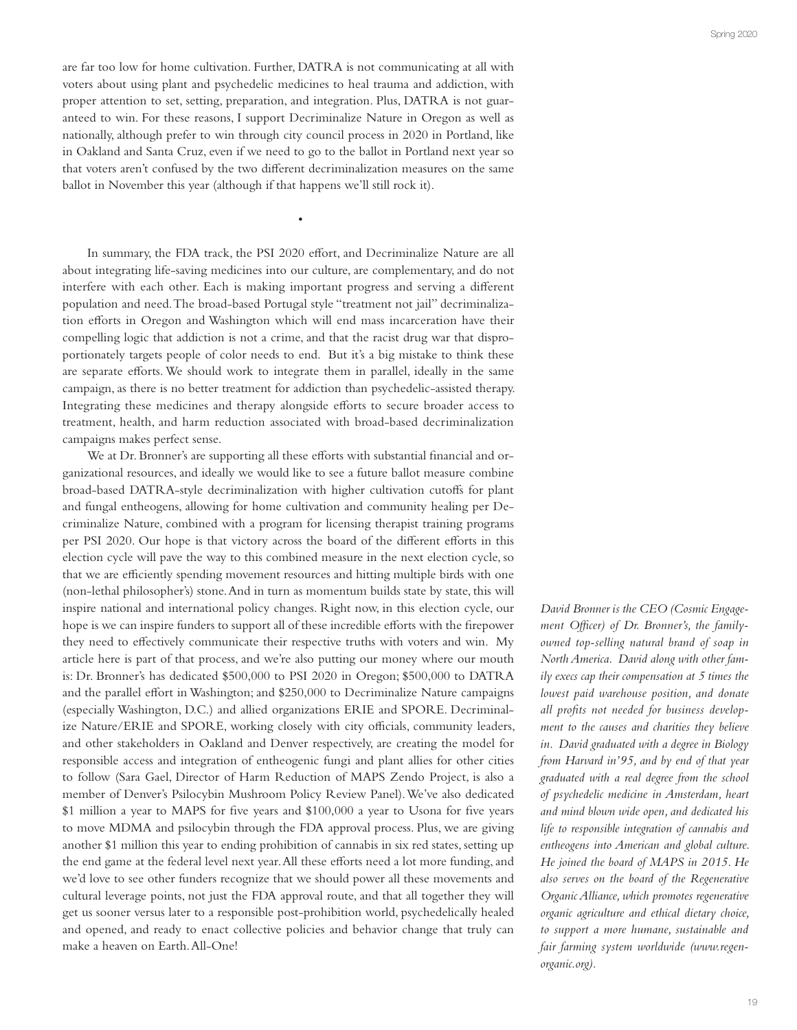are far too low for home cultivation. Further, DATRA is not communicating at all with voters about using plant and psychedelic medicines to heal trauma and addiction, with proper attention to set, setting, preparation, and integration. Plus, DATRA is not guaranteed to win. For these reasons, I support Decriminalize Nature in Oregon as well as nationally, although prefer to win through city council process in 2020 in Portland, like in Oakland and Santa Cruz, even if we need to go to the ballot in Portland next year so that voters aren't confused by the two different decriminalization measures on the same ballot in November this year (although if that happens we'll still rock it).

•

In summary, the FDA track, the PSI 2020 effort, and Decriminalize Nature are all about integrating life-saving medicines into our culture, are complementary, and do not interfere with each other. Each is making important progress and serving a different population and need. The broad-based Portugal style "treatment not jail" decriminalization efforts in Oregon and Washington which will end mass incarceration have their compelling logic that addiction is not a crime, and that the racist drug war that disproportionately targets people of color needs to end. But it's a big mistake to think these are separate efforts. We should work to integrate them in parallel, ideally in the same campaign, as there is no better treatment for addiction than psychedelic-assisted therapy. Integrating these medicines and therapy alongside efforts to secure broader access to treatment, health, and harm reduction associated with broad-based decriminalization campaigns makes perfect sense.

We at Dr. Bronner's are supporting all these efforts with substantial financial and organizational resources, and ideally we would like to see a future ballot measure combine broad-based DATRA-style decriminalization with higher cultivation cutoffs for plant and fungal entheogens, allowing for home cultivation and community healing per Decriminalize Nature, combined with a program for licensing therapist training programs per PSI 2020. Our hope is that victory across the board of the different efforts in this election cycle will pave the way to this combined measure in the next election cycle, so that we are efficiently spending movement resources and hitting multiple birds with one (non-lethal philosopher's) stone. And in turn as momentum builds state by state, this will inspire national and international policy changes. Right now, in this election cycle, our hope is we can inspire funders to support all of these incredible efforts with the firepower they need to effectively communicate their respective truths with voters and win. My article here is part of that process, and we're also putting our money where our mouth is: Dr. Bronner's has dedicated $500,000 to PSI 2020 in Oregon; $500,000 to DATRA and the parallel effort in Washington; and $250,000 to Decriminalize Nature campaigns (especially Washington, D.C.) and allied organizations ERIE and SPORE. Decriminalize Nature/ERIE and SPORE, working closely with city officials, community leaders, and other stakeholders in Oakland and Denver respectively, are creating the model for responsible access and integration of entheogenic fungi and plant allies for other cities to follow (Sara Gael, Director of Harm Reduction of MAPS Zendo Project, is also a member of Denver's Psilocybin Mushroom Policy Review Panel). We've also dedicated $1 million a year to MAPS for five years and $100,000 a year to Usona for five years to move MDMA and psilocybin through the FDA approval process. Plus, we are giving another $1 million this year to ending prohibition of cannabis in six red states, setting up the end game at the federal level next year. All these efforts need a lot more funding, and we'd love to see other funders recognize that we should power all these movements and cultural leverage points, not just the FDA approval route, and that all together they will get us sooner versus later to a responsible post-prohibition world, psychedelically healed and opened, and ready to enact collective policies and behavior change that truly can make a heaven on Earth. All-One!

*David Bronner is the CEO (Cosmic Engagement Officer) of Dr. Bronner's, the family-owned top-selling natural brand of soap in North America. David along with other family execs cap their compensation at 5 times the lowest paid warehouse position, and donate all profits not needed for business development to the causes and charities they believe in. David graduated with a degree in Biology from Harvard in '95, and by end of that year graduated with a real degree from the school of psychedelic medicine in Amsterdam, heart and mind blown wide open, and dedicated his life to responsible integration of cannabis and entheogens into American and global culture. He joined the board of MAPS in 2015. He also serves on the board of the Regenerative Organic Alliance, which promotes regenerative organic agriculture and ethical dietary choice, to support a more humane, sustainable and fair farming system worldwide (www.regenorganic.org).*